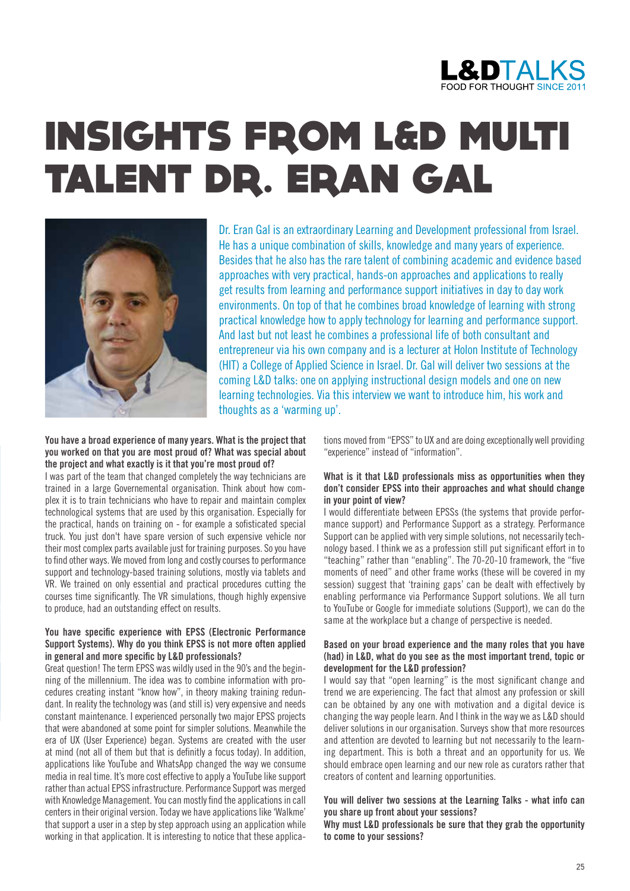# INSIGHTS FROM L&D MULTI TALENT DR. ERAN GAL

Dr. Eran Gal is an extraordinary Learning and Development professional from Israel. He has a unique combination of skills, knowledge and many years of experience. Besides that he also has the rare talent of combining academic and evidence based approaches with very practical, hands-on approaches and applications to really get results from learning and performance support initiatives in day to day work environments. On top of that he combines broad knowledge of learning with strong practical knowledge how to apply technology for learning and performance support. And last but not least he combines a professional life of both consultant and entrepreneur via his own company and is a lecturer at Holon Institute of Technology (HIT) a College of Applied Science in Israel. Dr. Gal will deliver two sessions at the coming L&D talks: one on applying instructional design models and one on new learning technologies. Via this interview we want to introduce him, his work and thoughts as a 'warming up'.

**You have a broad experience of many years. What is the project that you worked on that you are most proud of? What was special about the project and what exactly is it that you're most proud of?**

I was part of the team that changed completely the way technicians are trained in a large Governemental organisation. Think about how complex it is to train technicians who have to repair and maintain complex technological systems that are used by this organisation. Especially for the practical, hands on training on - for example a sofisticated special truck. You just don't have spare version of such expensive vehicle nor their most complex parts available just for training purposes. So you have to find other ways. We moved from long and costly courses to performance support and technology-based training solutions, mostly via tablets and VR. We trained on only essential and practical procedures cutting the courses time significantly. The VR simulations, though highly expensive to produce, had an outstanding effect on results.

**You have specific experience with EPSS (Electronic Performance Support Systems). Why do you think EPSS is not more often applied in general and more specific by L&D professionals?**

Great question! The term EPSS was wildly used in the 90's and the beginning of the millennium. The idea was to combine information with procedures creating instant "know how", in theory making training redundant. In reality the technology was (and still is) very expensive and needs constant maintenance. I experienced personally two major EPSS projects that were abandoned at some point for simpler solutions. Meanwhile the era of UX (User Experience) began. Systems are created with the user at mind (not all of them but that is definitly a focus today). In addition, applications like YouTube and WhatsApp changed the way we consume media in real time. It's more cost effective to apply a YouTube like support rather than actual EPSS infrastructure. Performance Support was merged with Knowledge Management. You can mostly find the applications in call centers in their original version. Today we have applications like 'Walkme' that support a user in a step by step approach using an application while working in that application. It is interesting to notice that these applications moved from "EPSS" to UX and are doing exceptionally well providing "experience" instead of "information".

**What is it that L&D professionals miss as opportunities when they don't consider EPSS into their approaches and what should change in your point of view?**

I would differentiate between EPSSs (the systems that provide performance support) and Performance Support as a strategy. Performance Support can be applied with very simple solutions, not necessarily technology based. I think we as a profession still put significant effort in to "teaching" rather than "enabling". The 70-20-10 framework, the "five moments of need" and other frame works (these will be covered in my session) suggest that 'training gaps' can be dealt with effectively by enabling performance via Performance Support solutions. We all turn to YouTube or Google for immediate solutions (Support), we can do the same at the workplace but a change of perspective is needed.

**Based on your broad experience and the many roles that you have (had) in L&D, what do you see as the most important trend, topic or development for the L&D profession?**

I would say that "open learning" is the most significant change and trend we are experiencing. The fact that almost any profession or skill can be obtained by any one with motivation and a digital device is changing the way people learn. And I think in the way we as L&D should deliver solutions in our organisation. Surveys show that more resources and attention are devoted to learning but not necessarily to the learning department. This is both a threat and an opportunity for us. We should embrace open learning and our new role as curators rather that creators of content and learning opportunities.

**You will deliver two sessions at the Learning Talks - what info can you share up front about your sessions?**

**Why must L&D professionals be sure that they grab the opportunity to come to your sessions?**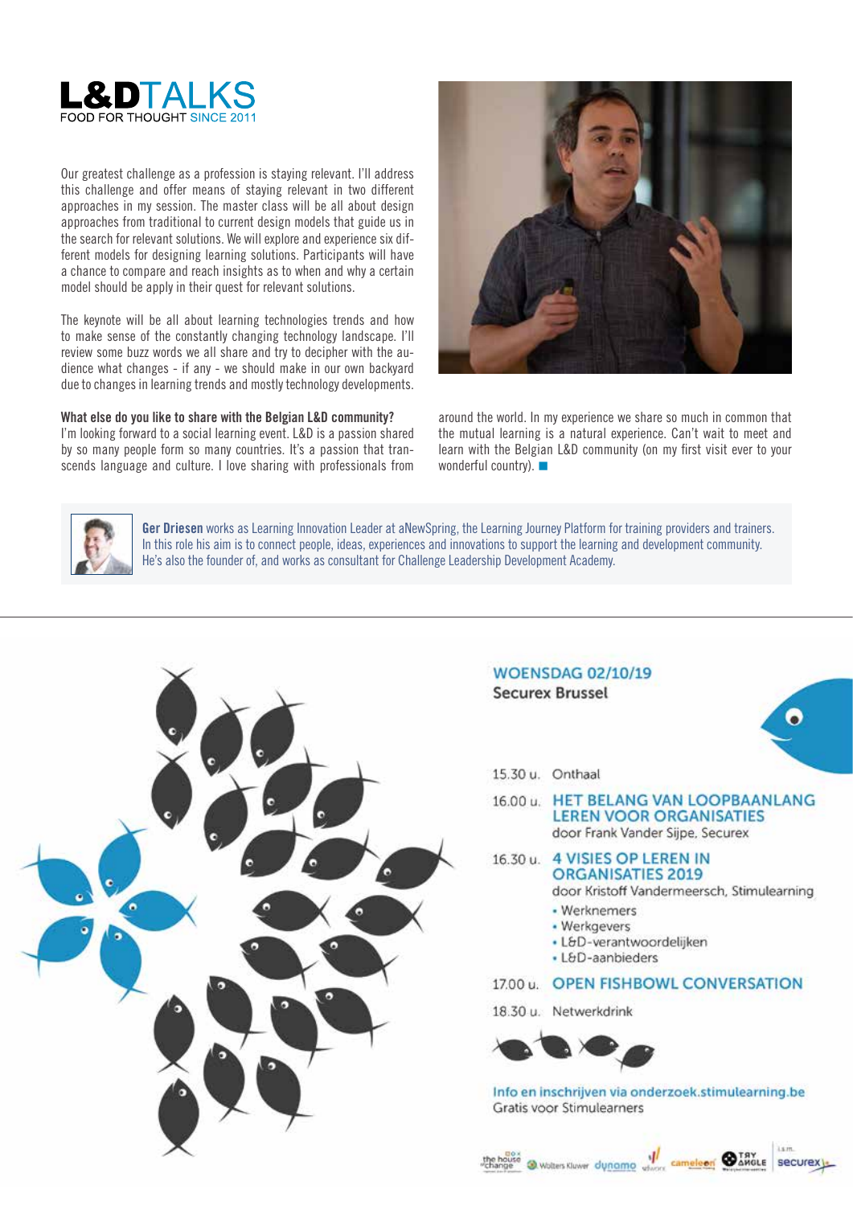# L&DTALKS
FOOD FOR THOUGHT SINCE 2011

Our greatest challenge as a profession is staying relevant. I'll address this challenge and offer means of staying relevant in two different approaches in my session. The master class will be all about design approaches from traditional to current design models that guide us in the search for relevant solutions. We will explore and experience six different models for designing learning solutions. Participants will have a chance to compare and reach insights as to when and why a certain model should be apply in their quest for relevant solutions.

The keynote will be all about learning technologies trends and how to make sense of the constantly changing technology landscape. I'll review some buzz words we all share and try to decipher with the audience what changes - if any - we should make in our own backyard due to changes in learning trends and mostly technology developments.

**What else do you like to share with the Belgian L&D community?**
I'm looking forward to a social learning event. L&D is a passion shared by so many people form so many countries. It's a passion that transcends language and culture. I love sharing with professionals from around the world. In my experience we share so much in common that the mutual learning is a natural experience. Can't wait to meet and learn with the Belgian L&D community (on my first visit ever to your wonderful country). ■

**Ger Driesen** works as Learning Innovation Leader at aNewSpring, the Learning Journey Platform for training providers and trainers. In this role his aim is to connect people, ideas, experiences and innovations to support the learning and development community. He's also the founder of, and works as consultant for Challenge Leadership Development Academy.

**WOENSDAG 02/10/19**
**Securex Brussel**

15.30 u. Onthaal

16.00 u. **HET BELANG VAN LOOPBAANLANG LEREN VOOR ORGANISATIES**
door Frank Vander Sijpe, Securex

16.30 u. **4 VISIES OP LEREN IN ORGANISATIES 2019**
door Kristoff Vandermeersch, Stimulearning
- Werknemers
- Werkgevers
- L&D-verantwoordelijken
- L&D-aanbieders

17.00 u. **OPEN FISHBOWL CONVERSATION**

18.30 u. Netwerkdrink

Info en inschrijven via onderzoek.stimulearning.be
Gratis voor Stimulearners

the house of change · Wolters Kluwer · dynamo · cameleon · TRY ANGLE · securex